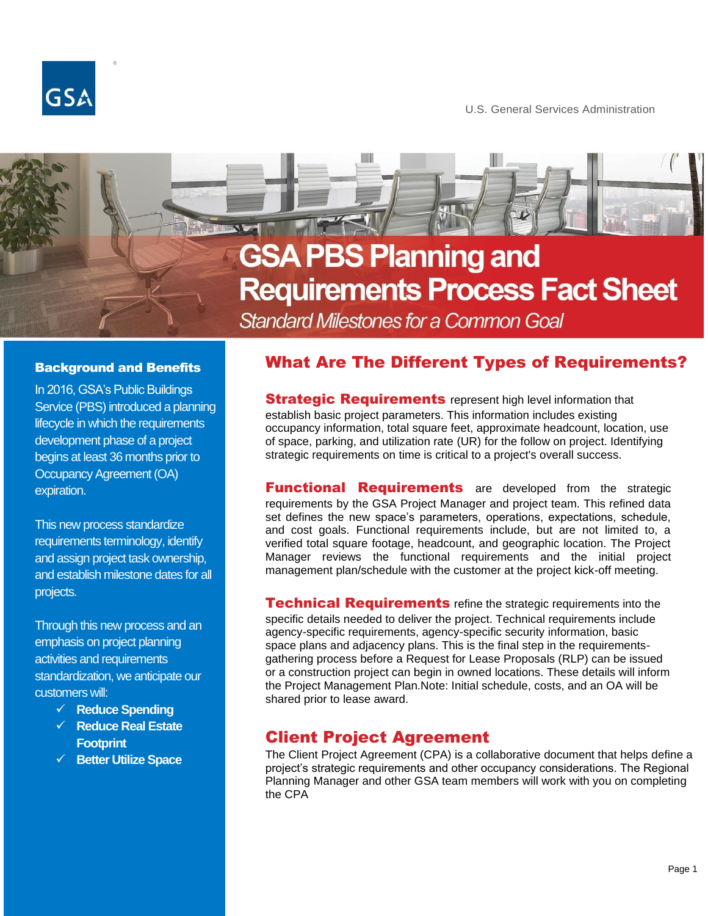U.S. General Services Administration

# GSA PBS Planning and Requirements Process Fact Sheet

*Standard Milestones for a Common Goal*

## Background and Benefits

In 2016, GSA's Public Buildings Service (PBS) introduced a planning lifecycle in which the requirements development phase of a project begins at least 36 months prior to Occupancy Agreement (OA) expiration.

This new process standardize requirements terminology, identify and assign project task ownership, and establish milestone dates for all projects.

Through this new process and an emphasis on project planning activities and requirements standardization, we anticipate our customers will:

- ✓ **Reduce Spending**
- ✓ **Reduce Real Estate Footprint**
- ✓ **Better Utilize Space**

## What Are The Different Types of Requirements?

**Strategic Requirements** represent high level information that establish basic project parameters. This information includes existing occupancy information, total square feet, approximate headcount, location, use of space, parking, and utilization rate (UR) for the follow on project. Identifying strategic requirements on time is critical to a project's overall success.

**Functional Requirements** are developed from the strategic requirements by the GSA Project Manager and project team. This refined data set defines the new space's parameters, operations, expectations, schedule, and cost goals. Functional requirements include, but are not limited to, a verified total square footage, headcount, and geographic location. The Project Manager reviews the functional requirements and the initial project management plan/schedule with the customer at the project kick-off meeting.

**Technical Requirements** refine the strategic requirements into the specific details needed to deliver the project. Technical requirements include agency-specific requirements, agency-specific security information, basic space plans and adjacency plans. This is the final step in the requirements-gathering process before a Request for Lease Proposals (RLP) can be issued or a construction project can begin in owned locations. These details will inform the Project Management Plan.Note: Initial schedule, costs, and an OA will be shared prior to lease award.

## Client Project Agreement

The Client Project Agreement (CPA) is a collaborative document that helps define a project's strategic requirements and other occupancy considerations. The Regional Planning Manager and other GSA team members will work with you on completing the CPA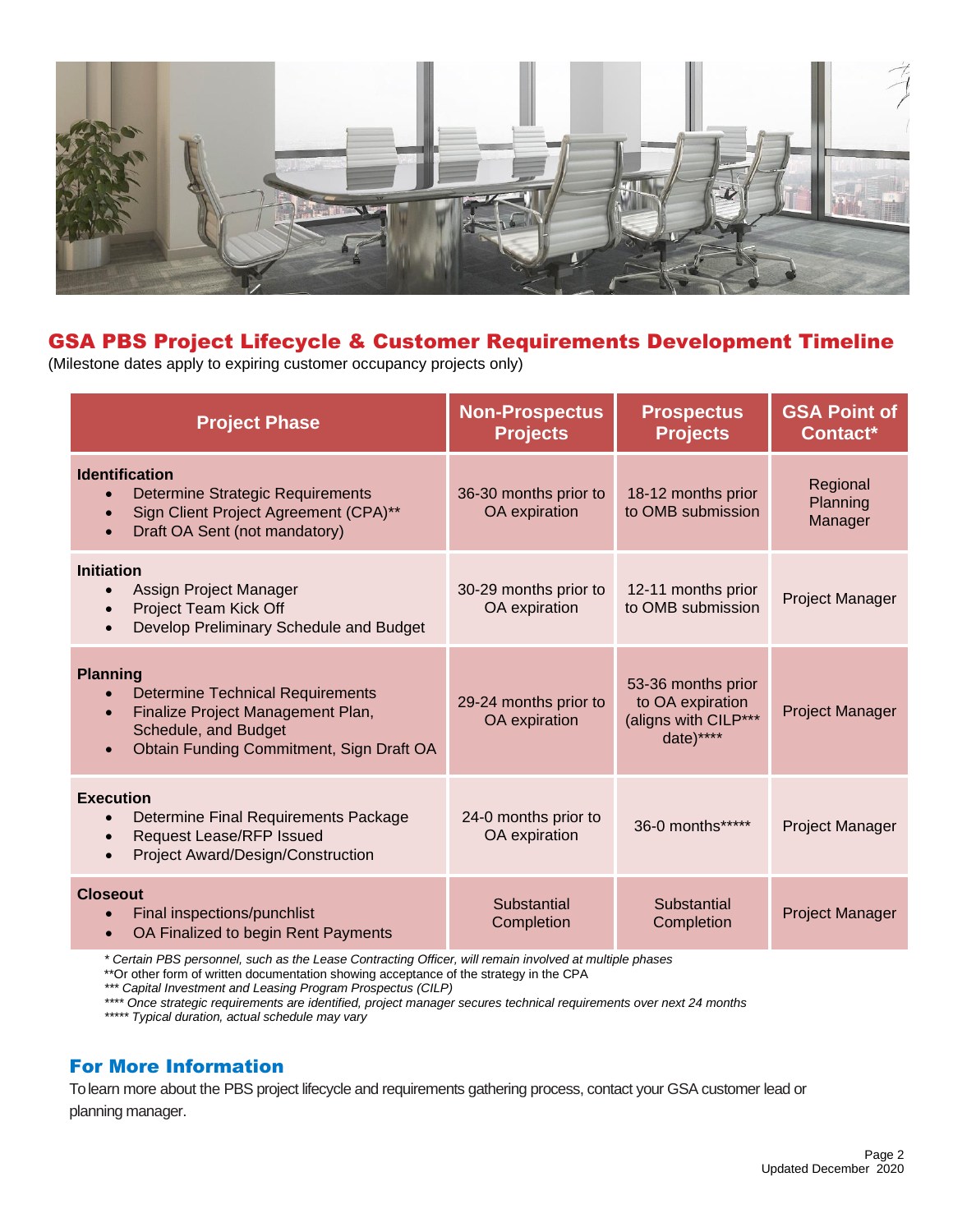## GSA PBS Project Lifecycle & Customer Requirements Development Timeline

(Milestone dates apply to expiring customer occupancy projects only)

| Project Phase | Non-Prospectus Projects | Prospectus Projects | GSA Point of Contact* |
|---|---|---|---|
| **Identification**<br>• Determine Strategic Requirements<br>• Sign Client Project Agreement (CPA)**<br>• Draft OA Sent (not mandatory) | 36-30 months prior to OA expiration | 18-12 months prior to OMB submission | Regional Planning Manager |
| **Initiation**<br>• Assign Project Manager<br>• Project Team Kick Off<br>• Develop Preliminary Schedule and Budget | 30-29 months prior to OA expiration | 12-11 months prior to OMB submission | Project Manager |
| **Planning**<br>• Determine Technical Requirements<br>• Finalize Project Management Plan, Schedule, and Budget<br>• Obtain Funding Commitment, Sign Draft OA | 29-24 months prior to OA expiration | 53-36 months prior to OA expiration (aligns with CILP*** date)**** | Project Manager |
| **Execution**<br>• Determine Final Requirements Package<br>• Request Lease/RFP Issued<br>• Project Award/Design/Construction | 24-0 months prior to OA expiration | 36-0 months***** | Project Manager |
| **Closeout**<br>• Final inspections/punchlist<br>• OA Finalized to begin Rent Payments | Substantial Completion | Substantial Completion | Project Manager |

*\* Certain PBS personnel, such as the Lease Contracting Officer, will remain involved at multiple phases*

\*\*Or other form of written documentation showing acceptance of the strategy in the CPA

*\*\*\* Capital Investment and Leasing Program Prospectus (CILP)*

*\*\*\*\* Once strategic requirements are identified, project manager secures technical requirements over next 24 months*

*\*\*\*\*\* Typical duration, actual schedule may vary*

## For More Information

To learn more about the PBS project lifecycle and requirements gathering process, contact your GSA customer lead or planning manager.

Updated December 2020